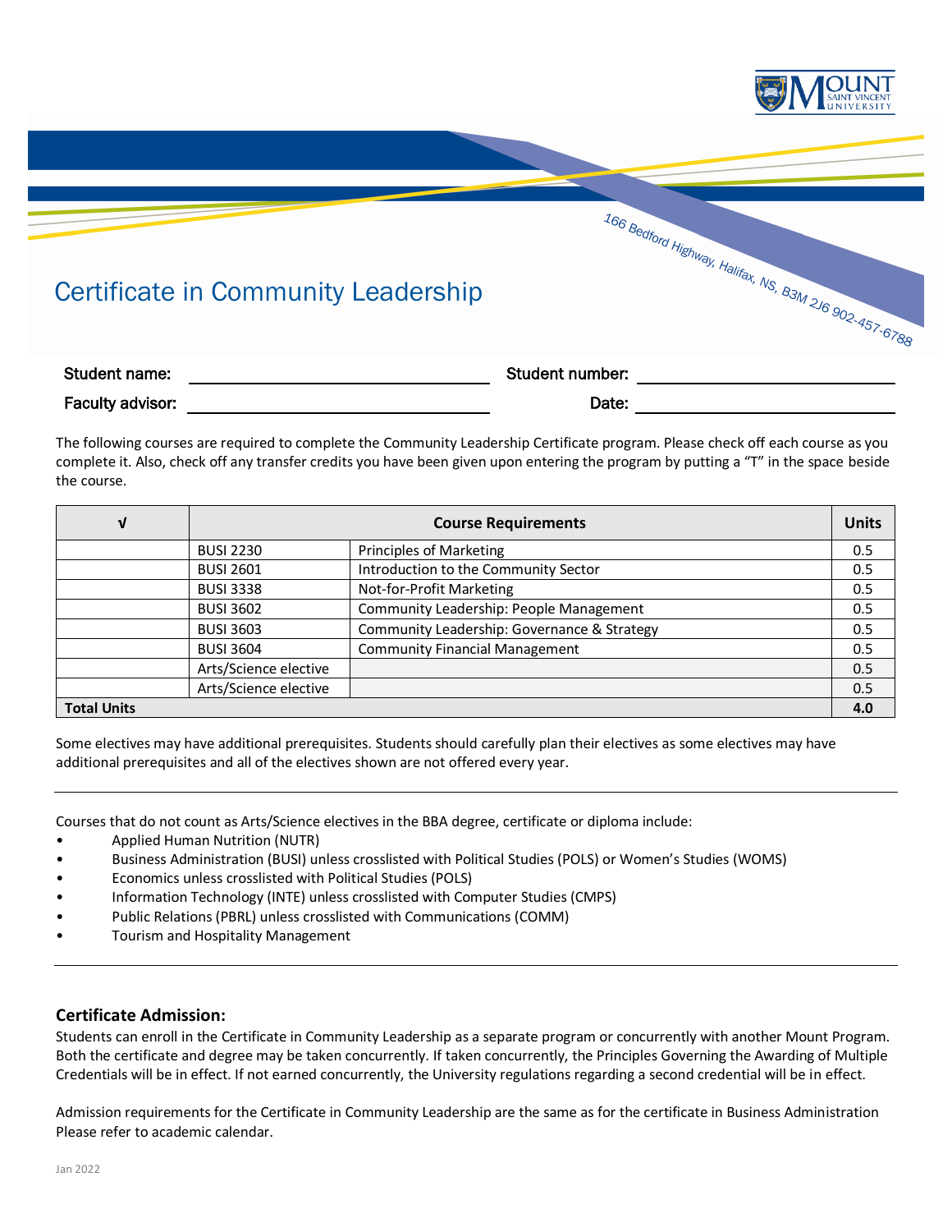166 Bedford Highway, Halifax, NS, B3M 2J6 902-457-6788

# Certificate in Community Leadership

**Student name:** ______________________ **Student number:** ______________________

**Faculty advisor:** ______________________ **Date:** ______________________

The following courses are required to complete the Community Leadership Certificate program. Please check off each course as you complete it. Also, check off any transfer credits you have been given upon entering the program by putting a "T" in the space beside the course.

| √ | Course Requirements | | Units |
|---|---|---|---|
| | BUSI 2230 | Principles of Marketing | 0.5 |
| | BUSI 2601 | Introduction to the Community Sector | 0.5 |
| | BUSI 3338 | Not-for-Profit Marketing | 0.5 |
| | BUSI 3602 | Community Leadership: People Management | 0.5 |
| | BUSI 3603 | Community Leadership: Governance & Strategy | 0.5 |
| | BUSI 3604 | Community Financial Management | 0.5 |
| | Arts/Science elective | | 0.5 |
| | Arts/Science elective | | 0.5 |
| **Total Units** | | | **4.0** |

Some electives may have additional prerequisites. Students should carefully plan their electives as some electives may have additional prerequisites and all of the electives shown are not offered every year.

---

Courses that do not count as Arts/Science electives in the BBA degree, certificate or diploma include:

- Applied Human Nutrition (NUTR)
- Business Administration (BUSI) unless crosslisted with Political Studies (POLS) or Women's Studies (WOMS)
- Economics unless crosslisted with Political Studies (POLS)
- Information Technology (INTE) unless crosslisted with Computer Studies (CMPS)
- Public Relations (PBRL) unless crosslisted with Communications (COMM)
- Tourism and Hospitality Management

---

### Certificate Admission:

Students can enroll in the Certificate in Community Leadership as a separate program or concurrently with another Mount Program. Both the certificate and degree may be taken concurrently. If taken concurrently, the Principles Governing the Awarding of Multiple Credentials will be in effect. If not earned concurrently, the University regulations regarding a second credential will be in effect.

Admission requirements for the Certificate in Community Leadership are the same as for the certificate in Business Administration Please refer to academic calendar.

Jan 2022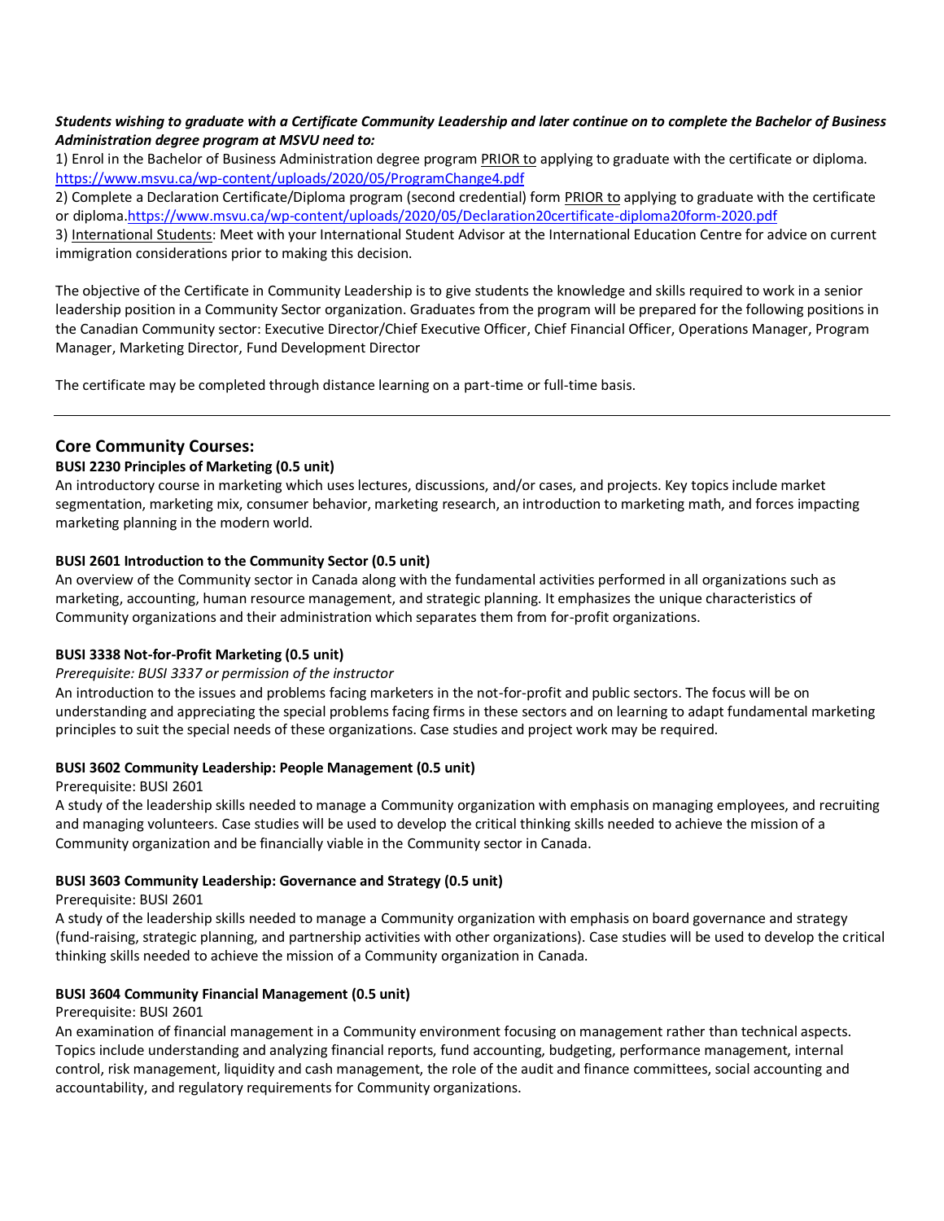***Students wishing to graduate with a Certificate Community Leadership and later continue on to complete the Bachelor of Business Administration degree program at MSVU need to:***

1) Enrol in the Bachelor of Business Administration degree program PRIOR to applying to graduate with the certificate or diploma. https://www.msvu.ca/wp-content/uploads/2020/05/ProgramChange4.pdf
2) Complete a Declaration Certificate/Diploma program (second credential) form PRIOR to applying to graduate with the certificate or diploma.https://www.msvu.ca/wp-content/uploads/2020/05/Declaration20certificate-diploma20form-2020.pdf
3) International Students: Meet with your International Student Advisor at the International Education Centre for advice on current immigration considerations prior to making this decision.

The objective of the Certificate in Community Leadership is to give students the knowledge and skills required to work in a senior leadership position in a Community Sector organization. Graduates from the program will be prepared for the following positions in the Canadian Community sector: Executive Director/Chief Executive Officer, Chief Financial Officer, Operations Manager, Program Manager, Marketing Director, Fund Development Director

The certificate may be completed through distance learning on a part-time or full-time basis.

---

## Core Community Courses:

**BUSI 2230 Principles of Marketing (0.5 unit)**
An introductory course in marketing which uses lectures, discussions, and/or cases, and projects. Key topics include market segmentation, marketing mix, consumer behavior, marketing research, an introduction to marketing math, and forces impacting marketing planning in the modern world.

**BUSI 2601 Introduction to the Community Sector (0.5 unit)**
An overview of the Community sector in Canada along with the fundamental activities performed in all organizations such as marketing, accounting, human resource management, and strategic planning. It emphasizes the unique characteristics of Community organizations and their administration which separates them from for-profit organizations.

**BUSI 3338 Not-for-Profit Marketing (0.5 unit)**
*Prerequisite: BUSI 3337 or permission of the instructor*
An introduction to the issues and problems facing marketers in the not-for-profit and public sectors. The focus will be on understanding and appreciating the special problems facing firms in these sectors and on learning to adapt fundamental marketing principles to suit the special needs of these organizations. Case studies and project work may be required.

**BUSI 3602 Community Leadership: People Management (0.5 unit)**
Prerequisite: BUSI 2601
A study of the leadership skills needed to manage a Community organization with emphasis on managing employees, and recruiting and managing volunteers. Case studies will be used to develop the critical thinking skills needed to achieve the mission of a Community organization and be financially viable in the Community sector in Canada.

**BUSI 3603 Community Leadership: Governance and Strategy (0.5 unit)**
Prerequisite: BUSI 2601
A study of the leadership skills needed to manage a Community organization with emphasis on board governance and strategy (fund-raising, strategic planning, and partnership activities with other organizations). Case studies will be used to develop the critical thinking skills needed to achieve the mission of a Community organization in Canada.

**BUSI 3604 Community Financial Management (0.5 unit)**
Prerequisite: BUSI 2601
An examination of financial management in a Community environment focusing on management rather than technical aspects. Topics include understanding and analyzing financial reports, fund accounting, budgeting, performance management, internal control, risk management, liquidity and cash management, the role of the audit and finance committees, social accounting and accountability, and regulatory requirements for Community organizations.